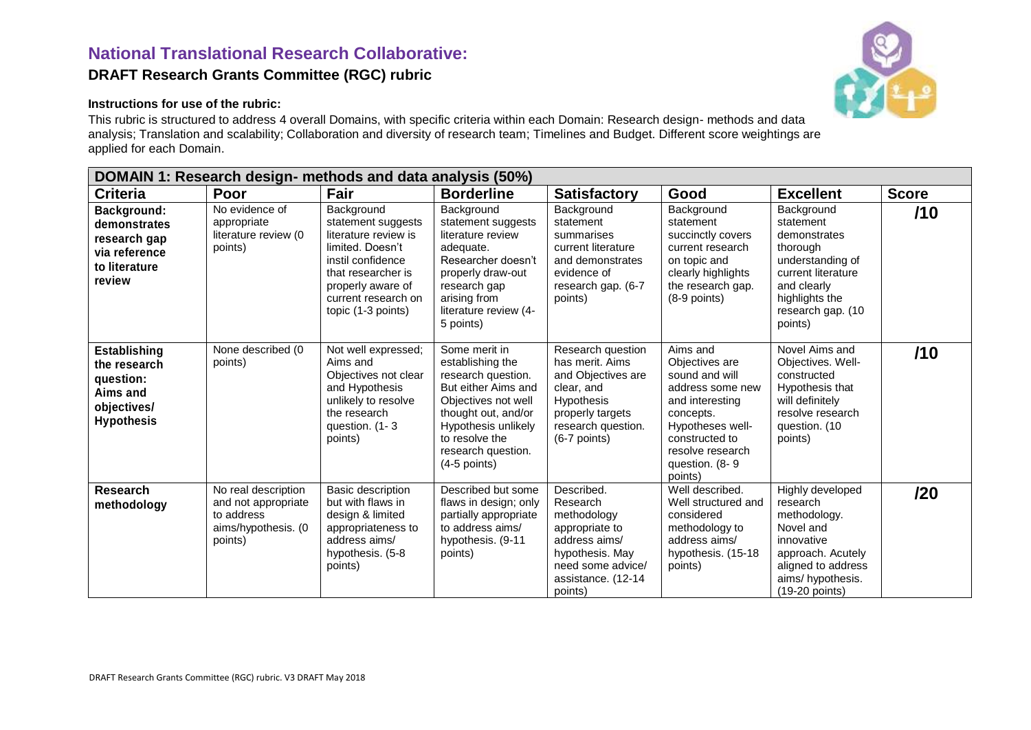# National Translational Research Collaborative:

## DRAFT Research Grants Committee (RGC) rubric

**Instructions for use of the rubric:**

This rubric is structured to address 4 overall Domains, with specific criteria within each Domain: Research design- methods and data analysis; Translation and scalability; Collaboration and diversity of research team; Timelines and Budget. Different score weightings are applied for each Domain.

| **DOMAIN 1: Research design- methods and data analysis (50%)** | | | | | | | |
|---|---|---|---|---|---|---|---|
| **Criteria** | **Poor** | **Fair** | **Borderline** | **Satisfactory** | **Good** | **Excellent** | **Score** |
| **Background: demonstrates research gap via reference to literature review** | No evidence of appropriate literature review (0 points) | Background statement suggests literature review is limited. Doesn't instil confidence that researcher is properly aware of current research on topic (1-3 points) | Background statement suggests literature review adequate. Researcher doesn't properly draw-out research gap arising from literature review (4-5 points) | Background statement summarises current literature and demonstrates evidence of research gap. (6-7 points) | Background statement succinctly covers current research on topic and clearly highlights the research gap. (8-9 points) | Background statement demonstrates thorough understanding of current literature and clearly highlights the research gap. (10 points) | **/10** |
| **Establishing the research question: Aims and objectives/ Hypothesis** | None described (0 points) | Not well expressed; Aims and Objectives not clear and Hypothesis unlikely to resolve the research question. (1- 3 points) | Some merit in establishing the research question. But either Aims and Objectives not well thought out, and/or Hypothesis unlikely to resolve the research question. (4-5 points) | Research question has merit. Aims and Objectives are clear, and Hypothesis properly targets research question. (6-7 points) | Aims and Objectives are sound and will address some new and interesting concepts. Hypotheses well-constructed to resolve research question. (8- 9 points) | Novel Aims and Objectives. Well-constructed Hypothesis that will definitely resolve research question. (10 points) | **/10** |
| **Research methodology** | No real description and not appropriate to address aims/hypothesis. (0 points) | Basic description but with flaws in design & limited appropriateness to address aims/ hypothesis. (5-8 points) | Described but some flaws in design; only partially appropriate to address aims/ hypothesis. (9-11 points) | Described. Research methodology appropriate to address aims/ hypothesis. May need some advice/ assistance. (12-14 points) | Well described. Well structured and considered methodology to address aims/ hypothesis. (15-18 points) | Highly developed research methodology. Novel and innovative approach. Acutely aligned to address aims/ hypothesis. (19-20 points) | **/20** |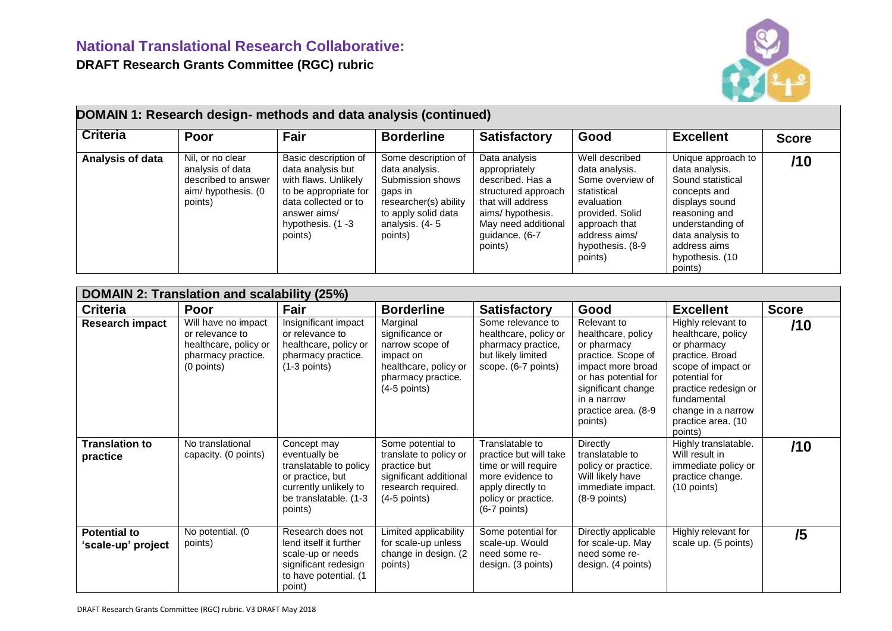# National Translational Research Collaborative:

**DRAFT Research Grants Committee (RGC) rubric**

## DOMAIN 1: Research design- methods and data analysis (continued)

| Criteria | Poor | Fair | Borderline | Satisfactory | Good | Excellent | Score |
|---|---|---|---|---|---|---|---|
| **Analysis of data** | Nil, or no clear analysis of data described to answer aim/ hypothesis. (0 points) | Basic description of data analysis but with flaws. Unlikely to be appropriate for data collected or to answer aims/ hypothesis. (1 -3 points) | Some description of data analysis. Submission shows gaps in researcher(s) ability to apply solid data analysis. (4- 5 points) | Data analysis appropriately described. Has a structured approach that will address aims/ hypothesis. May need additional guidance. (6-7 points) | Well described data analysis. Some overview of statistical evaluation provided. Solid approach that address aims/ hypothesis. (8-9 points) | Unique approach to data analysis. Sound statistical concepts and displays sound reasoning and understanding of data analysis to address aims hypothesis. (10 points) | **/10** |

## DOMAIN 2: Translation and scalability (25%)

| Criteria | Poor | Fair | Borderline | Satisfactory | Good | Excellent | Score |
|---|---|---|---|---|---|---|---|
| **Research impact** | Will have no impact or relevance to healthcare, policy or pharmacy practice. (0 points) | Insignificant impact or relevance to healthcare, policy or pharmacy practice. (1-3 points) | Marginal significance or narrow scope of impact on healthcare, policy or pharmacy practice. (4-5 points) | Some relevance to healthcare, policy or pharmacy practice, but likely limited scope. (6-7 points) | Relevant to healthcare, policy or pharmacy practice. Scope of impact more broad or has potential for significant change in a narrow practice area. (8-9 points) | Highly relevant to healthcare, policy or pharmacy practice. Broad scope of impact or potential for practice redesign or fundamental change in a narrow practice area. (10 points) | **/10** |
| **Translation to practice** | No translational capacity. (0 points) | Concept may eventually be translatable to policy or practice, but currently unlikely to be translatable. (1-3 points) | Some potential to translate to policy or practice but significant additional research required. (4-5 points) | Translatable to practice but will take time or will require more evidence to apply directly to policy or practice. (6-7 points) | Directly translatable to policy or practice. Will likely have immediate impact. (8-9 points) | Highly translatable. Will result in immediate policy or practice change. (10 points) | **/10** |
| **Potential to 'scale-up' project** | No potential. (0 points) | Research does not lend itself further scale-up or needs significant redesign to have potential. (1 point) | Limited applicability for scale-up unless change in design. (2 points) | Some potential for scale-up. Would need some re-design. (3 points) | Directly applicable for scale-up. May need some re-design. (4 points) | Highly relevant for scale up. (5 points) | **/5** |

DRAFT Research Grants Committee (RGC) rubric. V3 DRAFT May 2018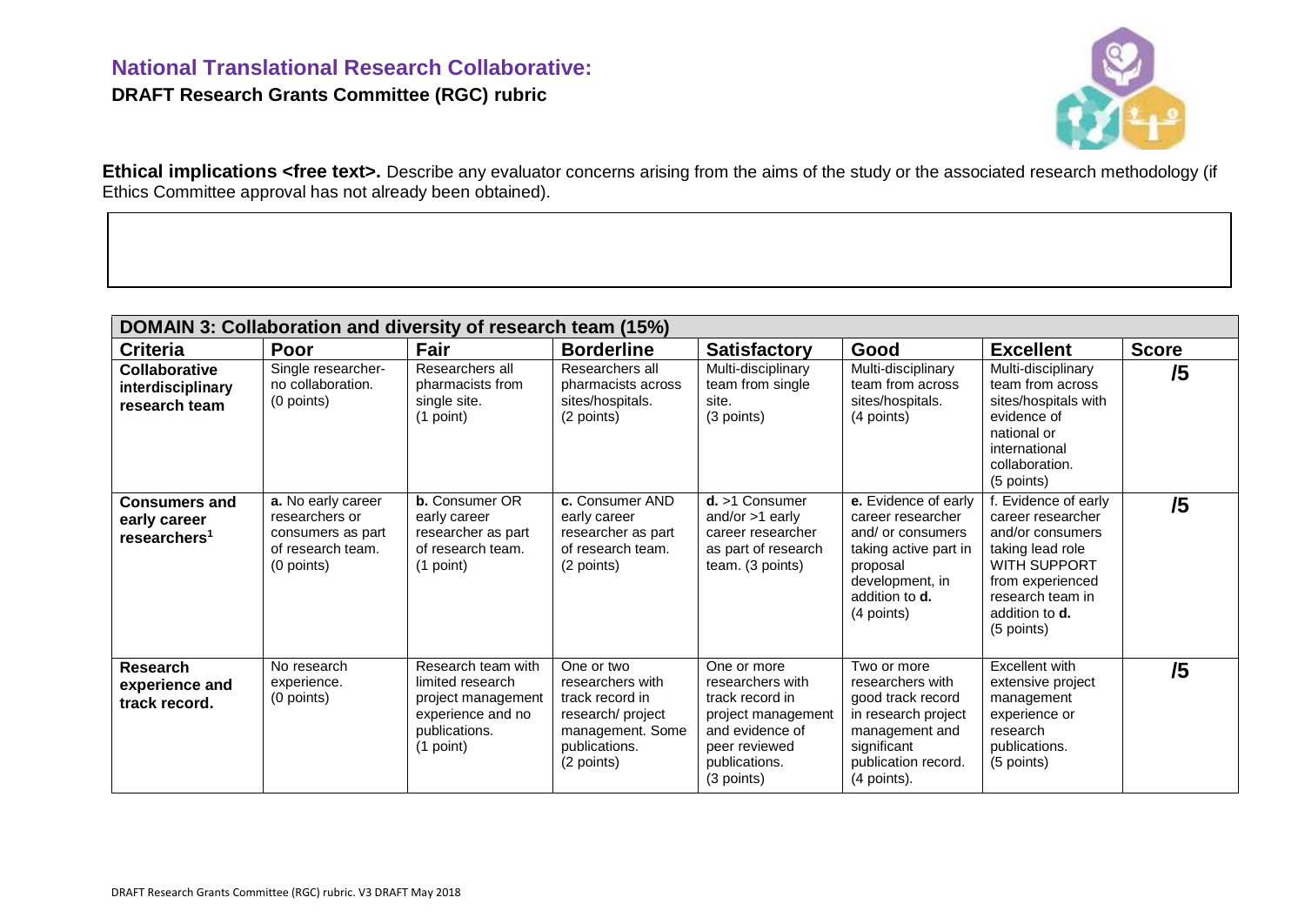**Ethical implications <free text>.** Describe any evaluator concerns arising from the aims of the study or the associated research methodology (if Ethics Committee approval has not already been obtained).

| DOMAIN 3: Collaboration and diversity of research team (15%) | | | | | | | |
|---|---|---|---|---|---|---|---|
| **Criteria** | **Poor** | **Fair** | **Borderline** | **Satisfactory** | **Good** | **Excellent** | **Score** |
| **Collaborative interdisciplinary research team** | Single researcher- no collaboration. (0 points) | Researchers all pharmacists from single site. (1 point) | Researchers all pharmacists across sites/hospitals. (2 points) | Multi-disciplinary team from single site. (3 points) | Multi-disciplinary team from across sites/hospitals. (4 points) | Multi-disciplinary team from across sites/hospitals with evidence of national or international collaboration. (5 points) | **/5** |
| **Consumers and early career researchers[1]** | **a.** No early career researchers or consumers as part of research team. (0 points) | **b.** Consumer OR early career researcher as part of research team. (1 point) | **c.** Consumer AND early career researcher as part of research team. (2 points) | **d.** >1 Consumer and/or >1 early career researcher as part of research team. (3 points) | **e.** Evidence of early career researcher and/ or consumers taking active part in proposal development, in addition to **d.** (4 points) | f. Evidence of early career researcher and/or consumers taking lead role WITH SUPPORT from experienced research team in addition to **d.** (5 points) | **/5** |
| **Research experience and track record.** | No research experience. (0 points) | Research team with limited research project management experience and no publications. (1 point) | One or two researchers with track record in research/ project management. Some publications. (2 points) | One or more researchers with track record in project management and evidence of peer reviewed publications. (3 points) | Two or more researchers with good track record in research project management and significant publication record. (4 points). | Excellent with extensive project management experience or research publications. (5 points) | **/5** |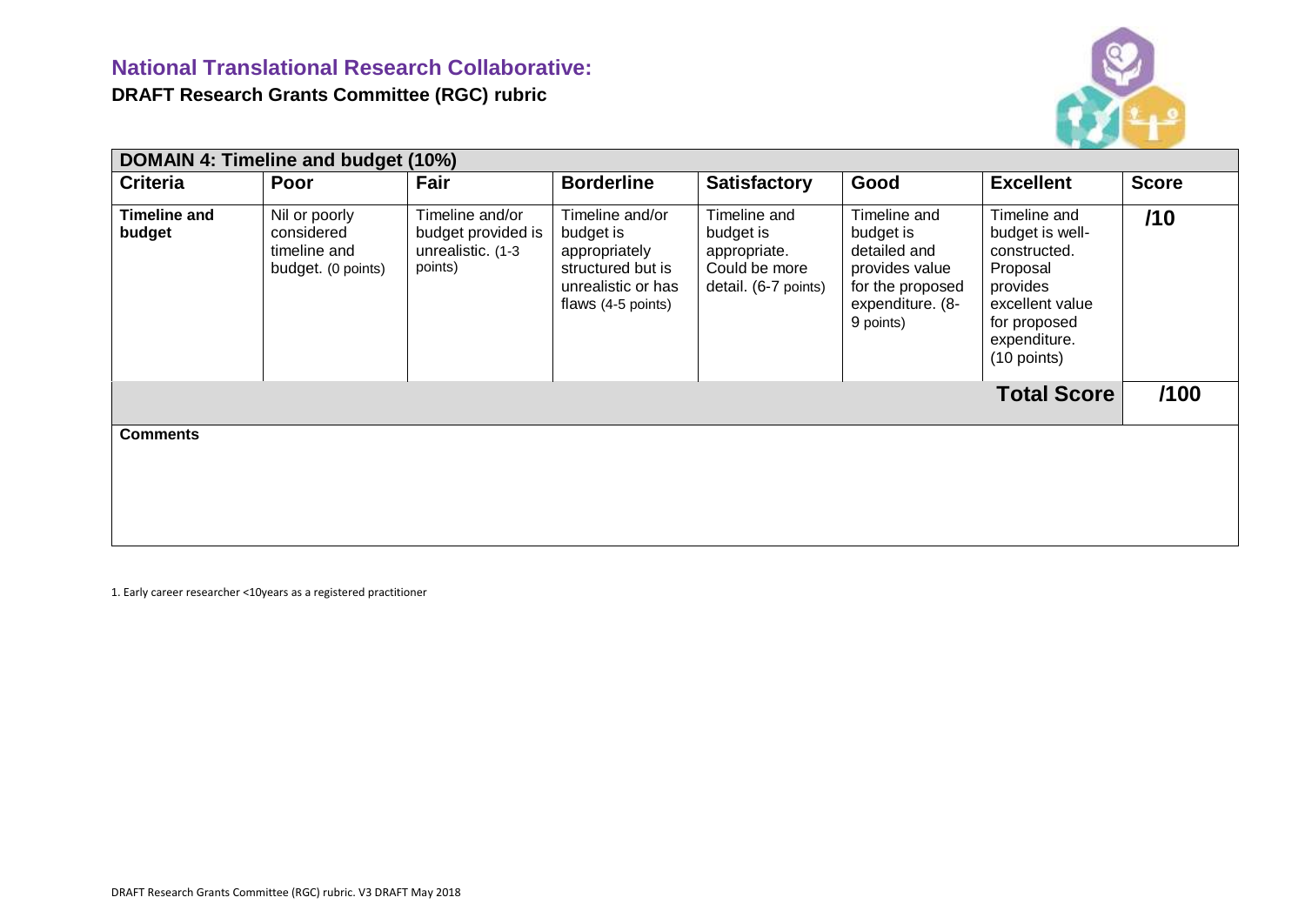# National Translational Research Collaborative:

## DRAFT Research Grants Committee (RGC) rubric

| DOMAIN 4: Timeline and budget (10%) | | | | | | | |
|---|---|---|---|---|---|---|---|
| **Criteria** | **Poor** | **Fair** | **Borderline** | **Satisfactory** | **Good** | **Excellent** | **Score** |
| **Timeline and budget** | Nil or poorly considered timeline and budget. (0 points) | Timeline and/or budget provided is unrealistic. (1-3 points) | Timeline and/or budget is appropriately structured but is unrealistic or has flaws (4-5 points) | Timeline and budget is appropriate. Could be more detail. (6-7 points) | Timeline and budget is detailed and provides value for the proposed expenditure. (8-9 points) | Timeline and budget is well-constructed. Proposal provides excellent value for proposed expenditure. (10 points) | **/10** |
| | | | | | | **Total Score** | **/100** |

**Comments**

1. Early career researcher <10years as a registered practitioner

DRAFT Research Grants Committee (RGC) rubric. V3 DRAFT May 2018